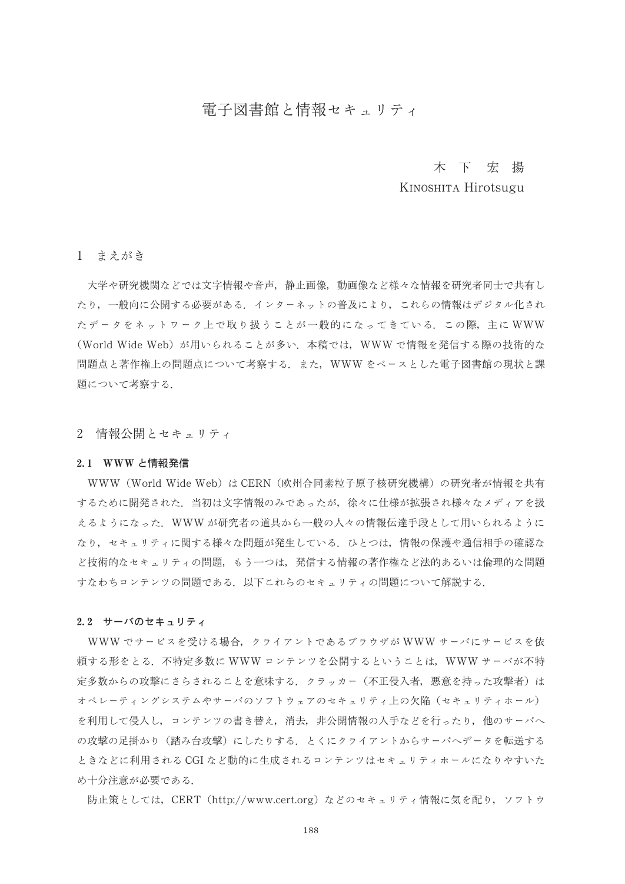# 電子図書館と情報セキュリティ

木下　宏揚
KINOSHITA Hirotsugu

## 1　まえがき

大学や研究機関などでは文字情報や音声，静止画像，動画像など様々な情報を研究者同士で共有したり，一般向に公開する必要がある．インターネットの普及により，これらの情報はデジタル化されたデータをネットワーク上で取り扱うことが一般的になってきている．この際，主に WWW（World Wide Web）が用いられることが多い．本稿では，WWW で情報を発信する際の技術的な問題点と著作権上の問題点について考察する．また，WWW をベースとした電子図書館の現状と課題について考察する．

## 2　情報公開とセキュリティ

### 2.1　WWW と情報発信

WWW（World Wide Web）は CERN（欧州合同素粒子原子核研究機構）の研究者が情報を共有するために開発された．当初は文字情報のみであったが，徐々に仕様が拡張され様々なメディアを扱えるようになった．WWW が研究者の道具から一般の人々の情報伝達手段として用いられるようになり，セキュリティに関する様々な問題が発生している．ひとつは，情報の保護や通信相手の確認など技術的なセキュリティの問題，もう一つは，発信する情報の著作権など法的あるいは倫理的な問題すなわちコンテンツの問題である．以下これらのセキュリティの問題について解説する．

### 2.2　サーバのセキュリティ

WWW でサービスを受ける場合，クライアントであるブラウザが WWW サーバにサービスを依頼する形をとる．不特定多数に WWW コンテンツを公開するということは，WWW サーバが不特定多数からの攻撃にさらされることを意味する．クラッカー（不正侵入者，悪意を持った攻撃者）はオペレーティングシステムやサーバのソフトウェアのセキュリティ上の欠陥（セキュリティホール）を利用して侵入し，コンテンツの書き替え，消去，非公開情報の入手などを行ったり，他のサーバへの攻撃の足掛かり（踏み台攻撃）にしたりする．とくにクライアントからサーバへデータを転送するときなどに利用される CGI など動的に生成されるコンテンツはセキュリティホールになりやすいため十分注意が必要である．

防止策としては，CERT（http://www.cert.org）などのセキュリティ情報に気を配り，ソフトウ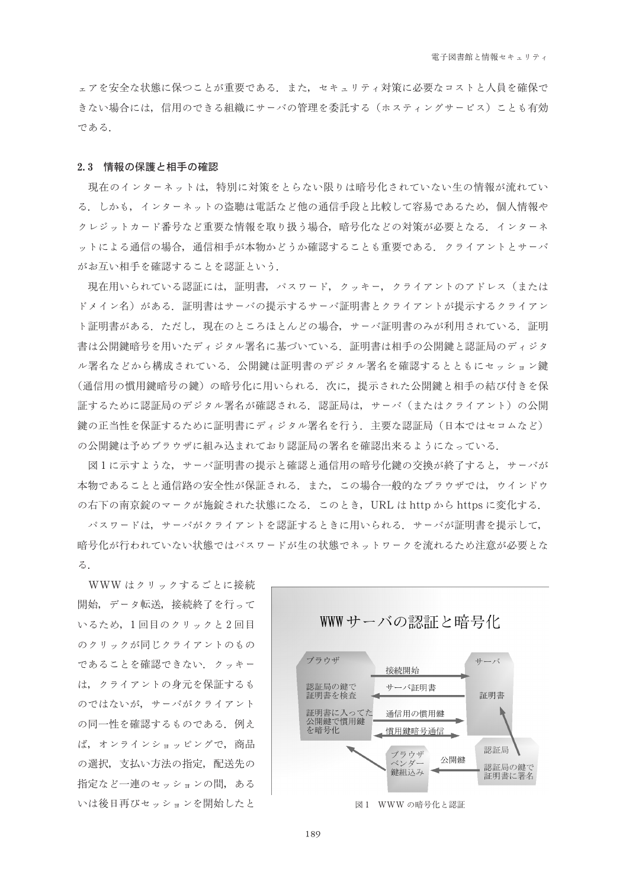ェアを安全な状態に保つことが重要である．また，セキュリティ対策に必要なコストと人員を確保できない場合には，信用のできる組織にサーバの管理を委託する（ホスティングサービス）ことも有効である．

### 2.3　情報の保護と相手の確認

現在のインターネットは，特別に対策をとらない限りは暗号化されていない生の情報が流れている．しかも，インターネットの盗聴は電話など他の通信手段と比較して容易であるため，個人情報やクレジットカード番号など重要な情報を取り扱う場合，暗号化などの対策が必要となる．インターネットによる通信の場合，通信相手が本物かどうか確認することも重要である．クライアントとサーバがお互い相手を確認することを認証という．

現在用いられている認証には，証明書，パスワード，クッキー，クライアントのアドレス（またはドメイン名）がある．証明書はサーバの提示するサーバ証明書とクライアントが提示するクライアント証明書がある．ただし，現在のところほとんどの場合，サーバ証明書のみが利用されている．証明書は公開鍵暗号を用いたディジタル署名に基づいている．証明書は相手の公開鍵と認証局のディジタル署名などから構成されている．公開鍵は証明書のデジタル署名を確認するとともにセッション鍵（通信用の慣用鍵暗号の鍵）の暗号化に用いられる．次に，提示された公開鍵と相手の結び付きを保証するために認証局のデジタル署名が確認される．認証局は，サーバ（またはクライアント）の公開鍵の正当性を保証するために証明書にディジタル署名を行う．主要な認証局（日本ではセコムなど）の公開鍵は予めブラウザに組み込まれており認証局の署名を確認出来るようになっている．

図1に示すような，サーバ証明書の提示と確認と通信用の暗号化鍵の交換が終了すると，サーバが本物であることと通信路の安全性が保証される．また，この場合一般的なブラウザでは，ウインドウの右下の南京錠のマークが施錠された状態になる．このとき，URL は http から https に変化する．

パスワードは，サーバがクライアントを認証するときに用いられる．サーバが証明書を提示して，暗号化が行われていない状態ではパスワードが生の状態でネットワークを流れるため注意が必要となる．

WWW はクリックするごとに接続開始，データ転送，接続終了を行っているため，1回目のクリックと2回目のクリックが同じクライアントのものであることを確認できない．クッキーは，クライアントの身元を保証するものではないが，サーバがクライアントの同一性を確認するものである．例えば，オンラインショッピングで，商品の選択，支払い方法の指定，配送先の指定など一連のセッションの間，あるいは後日再びセッションを開始したと

図1　WWW の暗号化と認証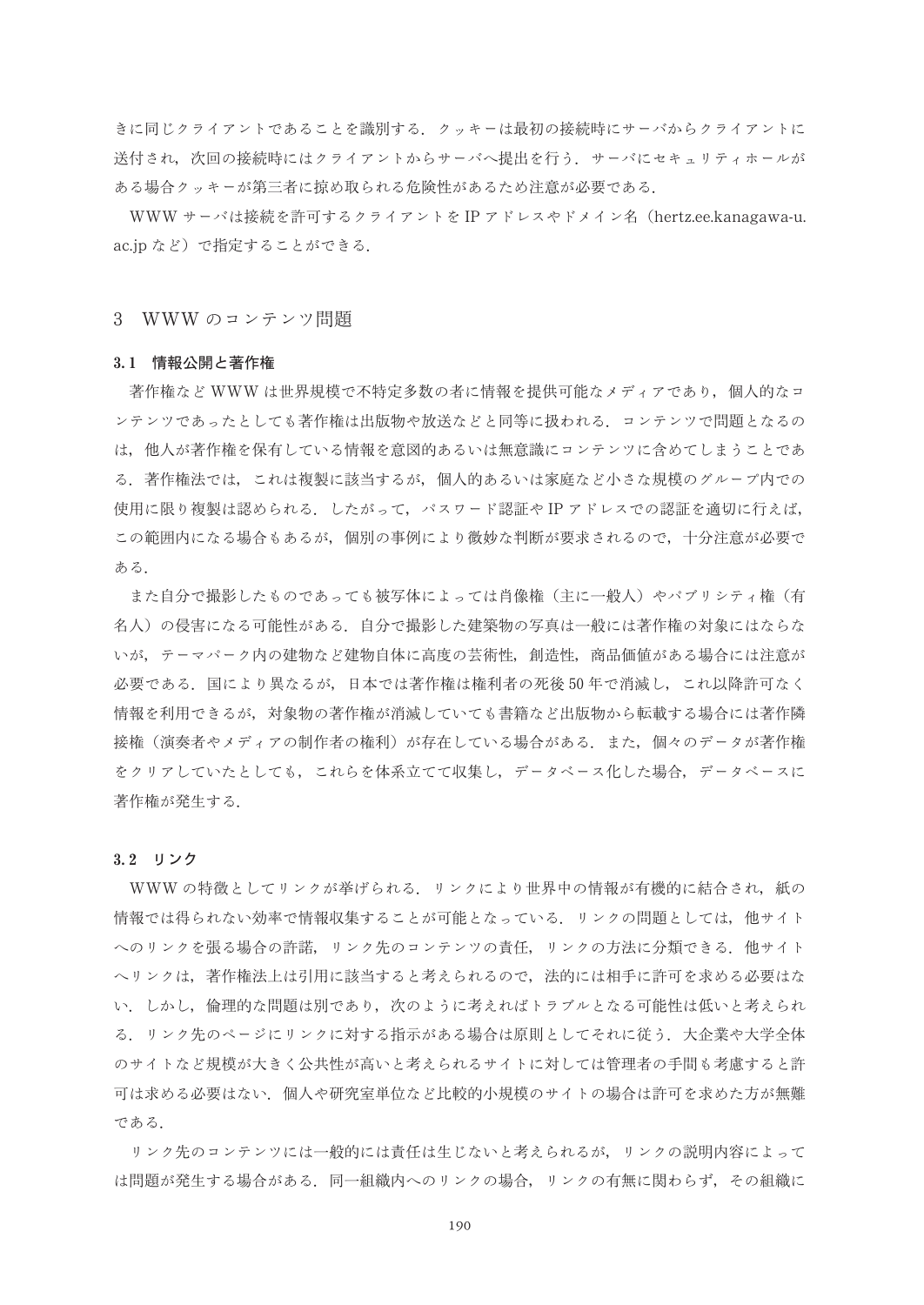きに同じクライアントであることを識別する．クッキーは最初の接続時にサーバからクライアントに送付され，次回の接続時にはクライアントからサーバへ提出を行う．サーバにセキュリティホールがある場合クッキーが第三者に掠め取られる危険性があるため注意が必要である．

WWW サーバは接続を許可するクライアントを IP アドレスやドメイン名（hertz.ee.kanagawa-u.ac.jp など）で指定することができる．

## 3　WWW のコンテンツ問題

### 3.1　情報公開と著作権

著作権など WWW は世界規模で不特定多数の者に情報を提供可能なメディアであり，個人的なコンテンツであったとしても著作権は出版物や放送などと同等に扱われる．コンテンツで問題となるのは，他人が著作権を保有している情報を意図的あるいは無意識にコンテンツに含めてしまうことである．著作権法では，これは複製に該当するが，個人的あるいは家庭など小さな規模のグループ内での使用に限り複製は認められる．したがって，パスワード認証や IP アドレスでの認証を適切に行えば，この範囲内になる場合もあるが，個別の事例により微妙な判断が要求されるので，十分注意が必要である．

また自分で撮影したものであっても被写体によっては肖像権（主に一般人）やパブリシティ権（有名人）の侵害になる可能性がある．自分で撮影した建築物の写真は一般には著作権の対象にはならないが，テーマパーク内の建物など建物自体に高度の芸術性，創造性，商品価値がある場合には注意が必要である．国により異なるが，日本では著作権は権利者の死後 50 年で消滅し，これ以降許可なく情報を利用できるが，対象物の著作権が消滅していても書籍など出版物から転載する場合には著作隣接権（演奏者やメディアの制作者の権利）が存在している場合がある．また，個々のデータが著作権をクリアしていたとしても，これらを体系立てて収集し，データベース化した場合，データベースに著作権が発生する．

### 3.2　リンク

WWW の特徴としてリンクが挙げられる．リンクにより世界中の情報が有機的に結合され，紙の情報では得られない効率で情報収集することが可能となっている．リンクの問題としては，他サイトへのリンクを張る場合の許諾，リンク先のコンテンツの責任，リンクの方法に分類できる．他サイトへリンクは，著作権法上は引用に該当すると考えられるので，法的には相手に許可を求める必要はない．しかし，倫理的な問題は別であり，次のように考えればトラブルとなる可能性は低いと考えられる．リンク先のページにリンクに対する指示がある場合は原則としてそれに従う．大企業や大学全体のサイトなど規模が大きく公共性が高いと考えられるサイトに対しては管理者の手間も考慮すると許可は求める必要はない．個人や研究室単位など比較的小規模のサイトの場合は許可を求めた方が無難である．

リンク先のコンテンツには一般的には責任は生じないと考えられるが，リンクの説明内容によっては問題が発生する場合がある．同一組織内へのリンクの場合，リンクの有無に関わらず，その組織に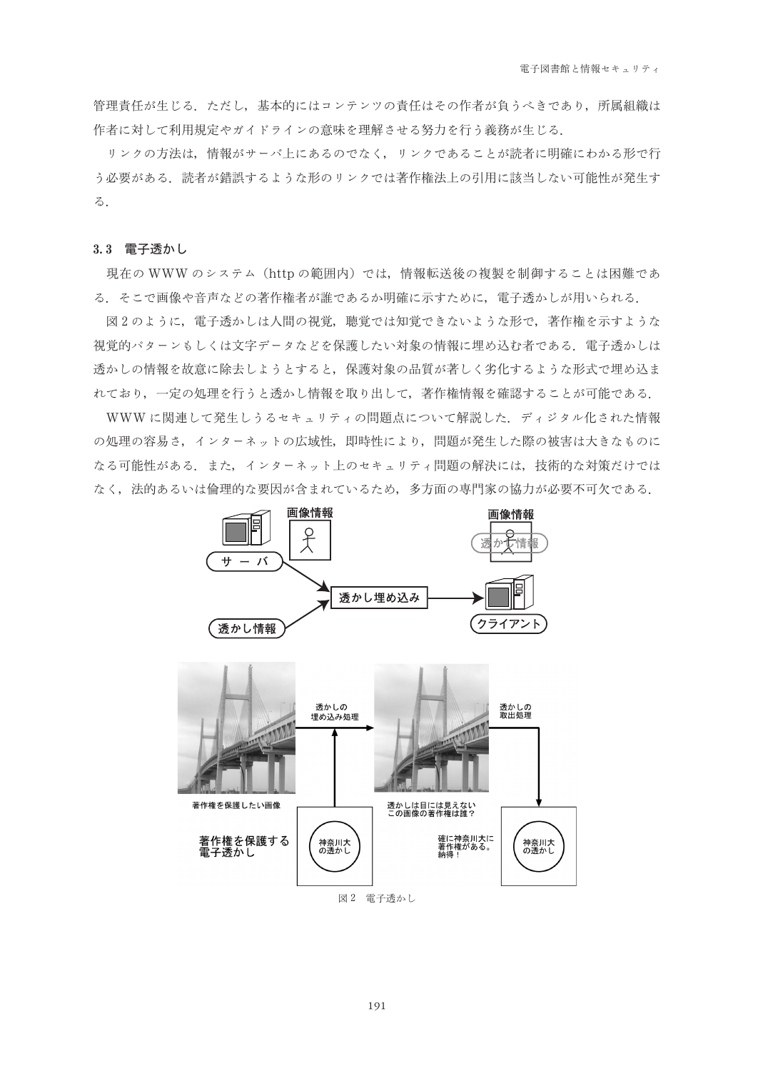管理責任が生じる．ただし，基本的にはコンテンツの責任はその作者が負うべきであり，所属組織は作者に対して利用規定やガイドラインの意味を理解させる努力を行う義務が生じる．

リンクの方法は，情報がサーバ上にあるのでなく，リンクであることが読者に明確にわかる形で行う必要がある．読者が錯誤するような形のリンクでは著作権法上の引用に該当しない可能性が発生する．

### 3.3 電子透かし

現在の WWW のシステム（http の範囲内）では，情報転送後の複製を制御することは困難である．そこで画像や音声などの著作権者が誰であるか明確に示すために，電子透かしが用いられる．

図 2 のように，電子透かしは人間の視覚，聴覚では知覚できないような形で，著作権を示すような視覚的パターンもしくは文字データなどを保護したい対象の情報に埋め込む者である．電子透かしは透かしの情報を故意に除去しようとすると，保護対象の品質が著しく劣化するような形式で埋め込まれており，一定の処理を行うと透かし情報を取り出して，著作権情報を確認することが可能である．

WWW に関連して発生しうるセキュリティの問題点について解説した．ディジタル化された情報の処理の容易さ，インターネットの広域性，即時性により，問題が発生した際の被害は大きなものになる可能性がある．また，インターネット上のセキュリティ問題の解決には，技術的な対策だけではなく，法的あるいは倫理的な要因が含まれているため，多方面の専門家の協力が必要不可欠である．

図 2　電子透かし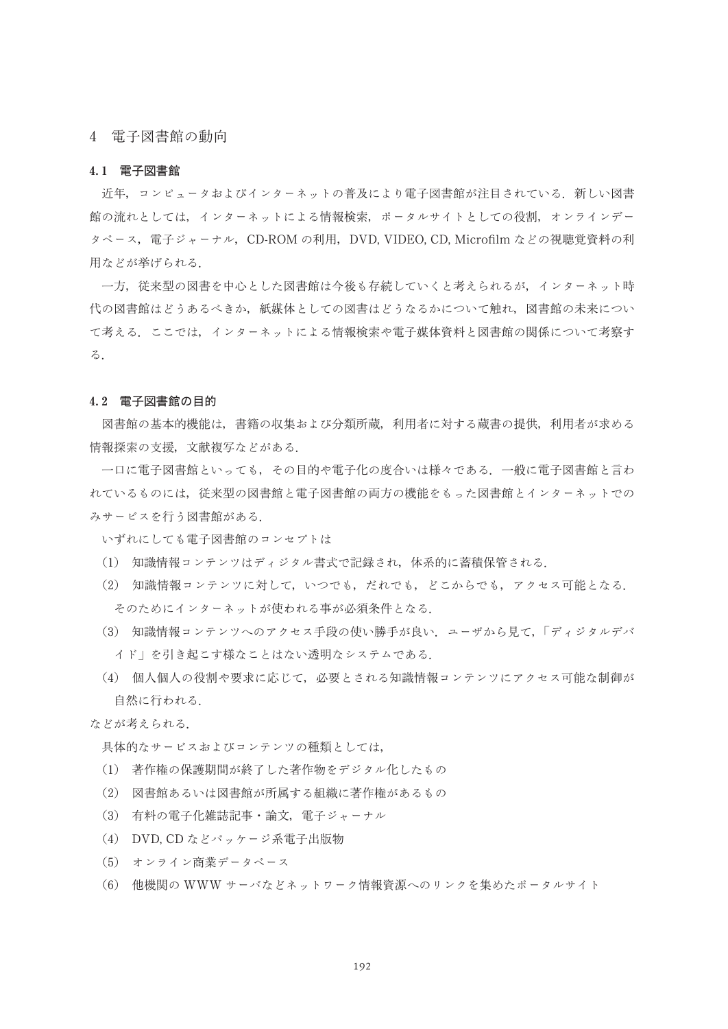## 4　電子図書館の動向

### 4.1　電子図書館

近年，コンピュータおよびインターネットの普及により電子図書館が注目されている．新しい図書館の流れとしては，インターネットによる情報検索，ポータルサイトとしての役割，オンラインデータベース，電子ジャーナル，CD-ROM の利用，DVD, VIDEO, CD, Microfilm などの視聴覚資料の利用などが挙げられる．

一方，従来型の図書を中心とした図書館は今後も存続していくと考えられるが，インターネット時代の図書館はどうあるべきか，紙媒体としての図書はどうなるかについて触れ，図書館の未来について考える．ここでは，インターネットによる情報検索や電子媒体資料と図書館の関係について考察する．

### 4.2　電子図書館の目的

図書館の基本的機能は，書籍の収集および分類所蔵，利用者に対する蔵書の提供，利用者が求める情報探索の支援，文献複写などがある．

一口に電子図書館といっても，その目的や電子化の度合いは様々である．一般に電子図書館と言われているものには，従来型の図書館と電子図書館の両方の機能をもった図書館とインターネットでのみサービスを行う図書館がある．

いずれにしても電子図書館のコンセプトは

(1)　知識情報コンテンツはディジタル書式で記録され，体系的に蓄積保管される．

(2)　知識情報コンテンツに対して，いつでも，だれでも，どこからでも，アクセス可能となる．そのためにインターネットが使われる事が必須条件となる．

(3)　知識情報コンテンツへのアクセス手段の使い勝手が良い．ユーザから見て，「ディジタルデバイド」を引き起こす様なことはない透明なシステムである．

(4)　個人個人の役割や要求に応じて，必要とされる知識情報コンテンツにアクセス可能な制御が自然に行われる．

などが考えられる．

具体的なサービスおよびコンテンツの種類としては，

(1)　著作権の保護期間が終了した著作物をデジタル化したもの

(2)　図書館あるいは図書館が所属する組織に著作権があるもの

(3)　有料の電子化雑誌記事・論文，電子ジャーナル

(4)　DVD, CD などパッケージ系電子出版物

(5)　オンライン商業データベース

(6)　他機関の WWW サーバなどネットワーク情報資源へのリンクを集めたポータルサイト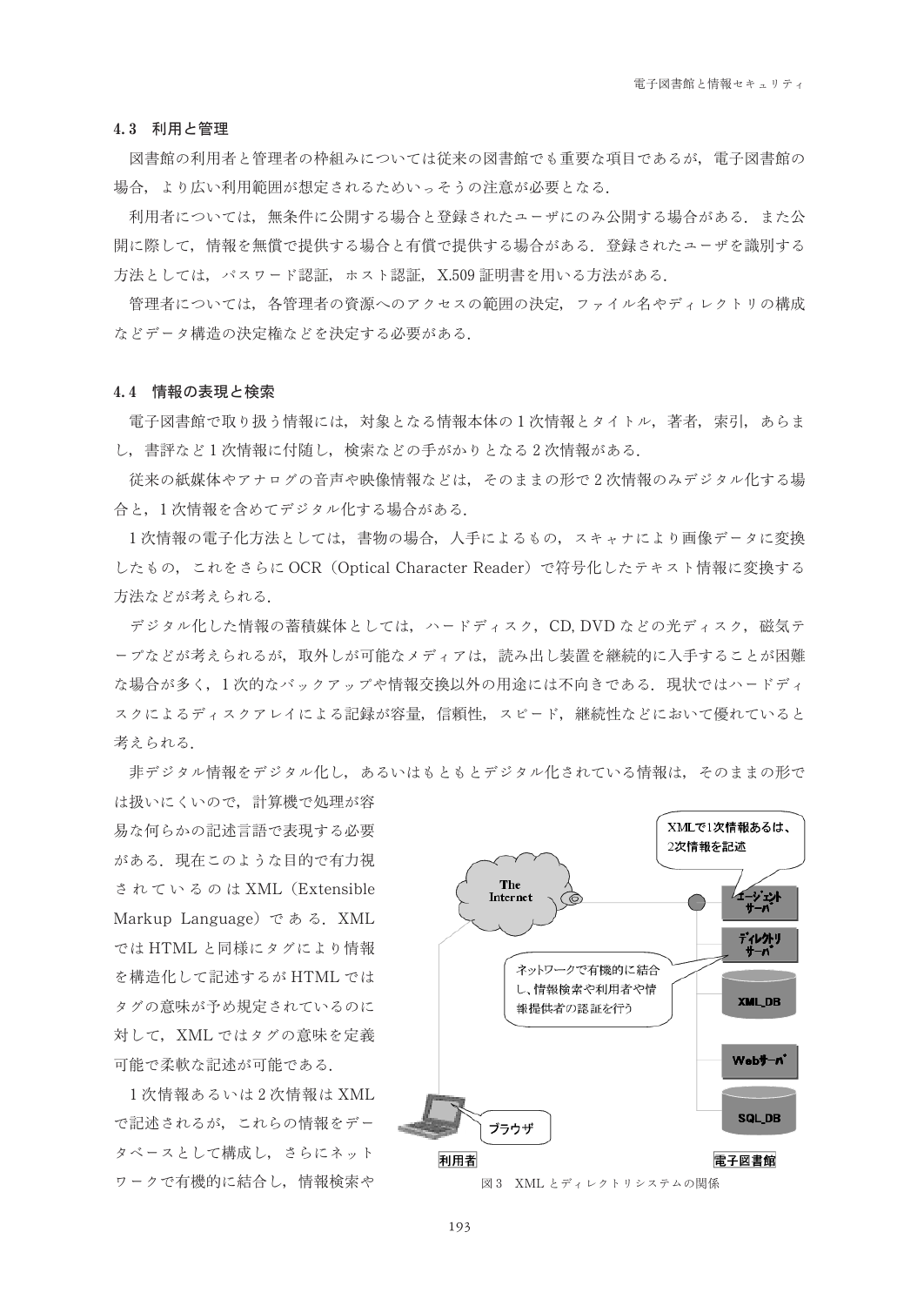### 4.3 利用と管理

図書館の利用者と管理者の枠組みについては従来の図書館でも重要な項目であるが，電子図書館の場合，より広い利用範囲が想定されるためいっそうの注意が必要となる．

利用者については，無条件に公開する場合と登録されたユーザにのみ公開する場合がある．また公開に際して，情報を無償で提供する場合と有償で提供する場合がある．登録されたユーザを識別する方法としては，パスワード認証，ホスト認証，X.509 証明書を用いる方法がある．

管理者については，各管理者の資源へのアクセスの範囲の決定，ファイル名やディレクトリの構成などデータ構造の決定権などを決定する必要がある．

### 4.4 情報の表現と検索

電子図書館で取り扱う情報には，対象となる情報本体の 1 次情報とタイトル，著者，索引，あらまし，書評など 1 次情報に付随し，検索などの手がかりとなる 2 次情報がある．

従来の紙媒体やアナログの音声や映像情報などは，そのままの形で 2 次情報のみデジタル化する場合と，1 次情報を含めてデジタル化する場合がある．

1 次情報の電子化方法としては，書物の場合，人手によるもの，スキャナにより画像データに変換したもの，これをさらに OCR（Optical Character Reader）で符号化したテキスト情報に変換する方法などが考えられる．

デジタル化した情報の蓄積媒体としては，ハードディスク，CD, DVD などの光ディスク，磁気テープなどが考えられるが，取外しが可能なメディアは，読み出し装置を継続的に入手することが困難な場合が多く，1 次的なバックアップや情報交換以外の用途には不向きである．現状ではハードディスクによるディスクアレイによる記録が容量，信頼性，スピード，継続性などにおいて優れていると考えられる．

非デジタル情報をデジタル化し，あるいはもともとデジタル化されている情報は，そのままの形では扱いにくいので，計算機で処理が容易な何らかの記述言語で表現する必要がある．現在このような目的で有力視されているのは XML（Extensible Markup Language）である．XML では HTML と同様にタグにより情報を構造化して記述するが HTML ではタグの意味が予め規定されているのに対して，XML ではタグの意味を定義可能で柔軟な記述が可能である．

1 次情報あるいは 2 次情報は XML で記述されるが，これらの情報をデータベースとして構成し，さらにネットワークで有機的に結合し，情報検索や

図 3　XML とディレクトリシステムの関係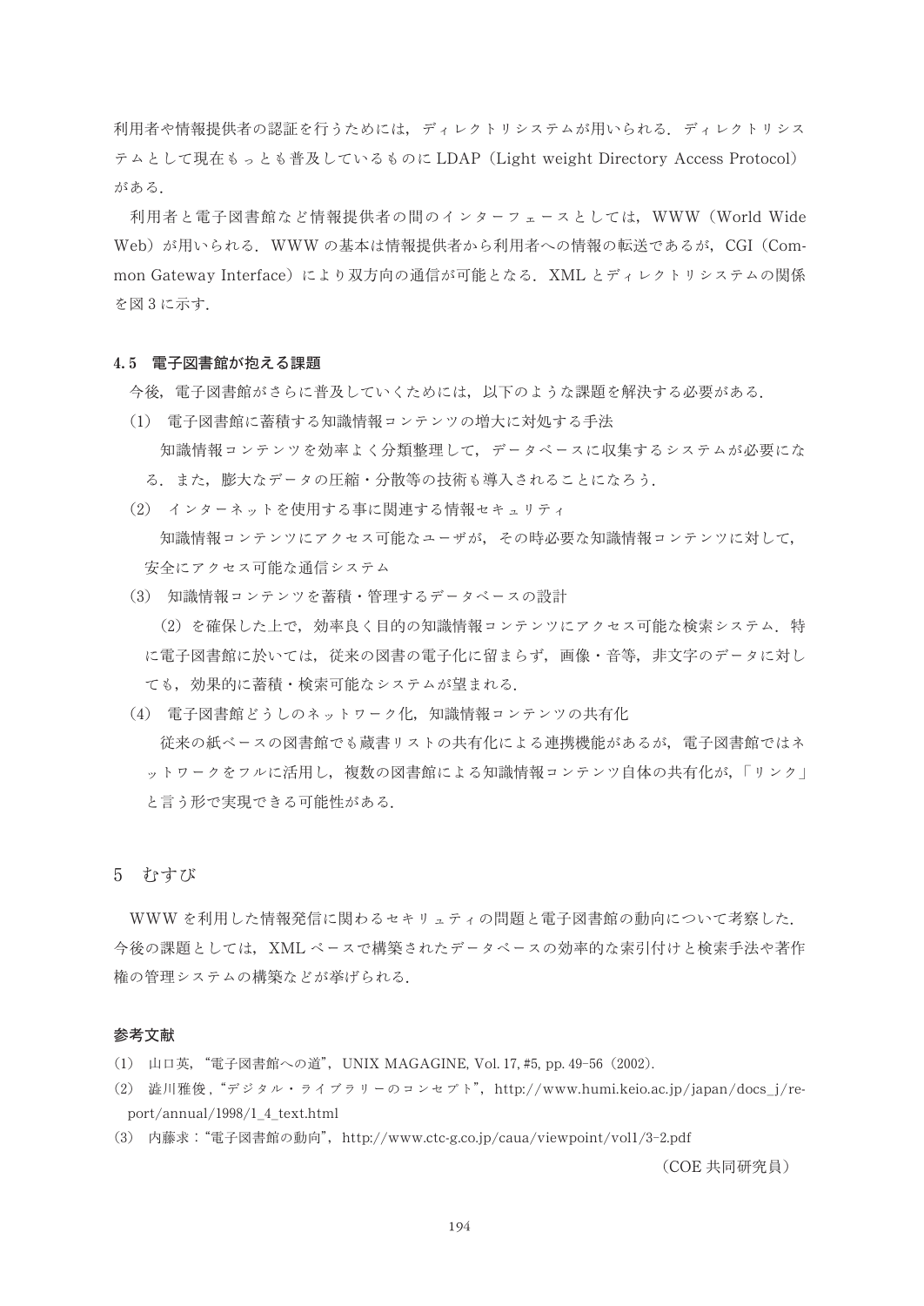利用者や情報提供者の認証を行うためには，ディレクトリシステムが用いられる．ディレクトリシステムとして現在もっとも普及しているものに LDAP（Light weight Directory Access Protocol）がある．

利用者と電子図書館など情報提供者の間のインターフェースとしては，WWW（World Wide Web）が用いられる．WWW の基本は情報提供者から利用者への情報の転送であるが，CGI（Common Gateway Interface）により双方向の通信が可能となる．XML とディレクトリシステムの関係を図 3 に示す．

### 4.5 電子図書館が抱える課題

今後，電子図書館がさらに普及していくためには，以下のような課題を解決する必要がある．

（1） 電子図書館に蓄積する知識情報コンテンツの増大に対処する手法

知識情報コンテンツを効率よく分類整理して，データベースに収集するシステムが必要になる．また，膨大なデータの圧縮・分散等の技術も導入されることになろう．

（2） インターネットを使用する事に関連する情報セキュリティ

知識情報コンテンツにアクセス可能なユーザが，その時必要な知識情報コンテンツに対して，安全にアクセス可能な通信システム

（3） 知識情報コンテンツを蓄積・管理するデータベースの設計

（2）を確保した上で，効率良く目的の知識情報コンテンツにアクセス可能な検索システム．特に電子図書館に於いては，従来の図書の電子化に留まらず，画像・音等，非文字のデータに対しても，効果的に蓄積・検索可能なシステムが望まれる．

（4） 電子図書館どうしのネットワーク化，知識情報コンテンツの共有化

従来の紙ベースの図書館でも蔵書リストの共有化による連携機能があるが，電子図書館ではネットワークをフルに活用し，複数の図書館による知識情報コンテンツ自体の共有化が，「リンク」と言う形で実現できる可能性がある．

## 5 むすび

WWW を利用した情報発信に関わるセキュリティの問題と電子図書館の動向について考察した．今後の課題としては，XML ベースで構築されたデータベースの効率的な索引付けと検索手法や著作権の管理システムの構築などが挙げられる．

### 参考文献

(1) 山口英，“電子図書館への道”，UNIX MAGAGINE, Vol. 17, #5, pp. 49-56（2002）.

(2) 澁川雅俊，“デジタル・ライブラリーのコンセプト”，http://www.humi.keio.ac.jp/japan/docs_j/report/annual/1998/1_4_text.html

(3) 内藤求：“電子図書館の動向”，http://www.ctc-g.co.jp/caua/viewpoint/vol1/3-2.pdf

（COE 共同研究員）